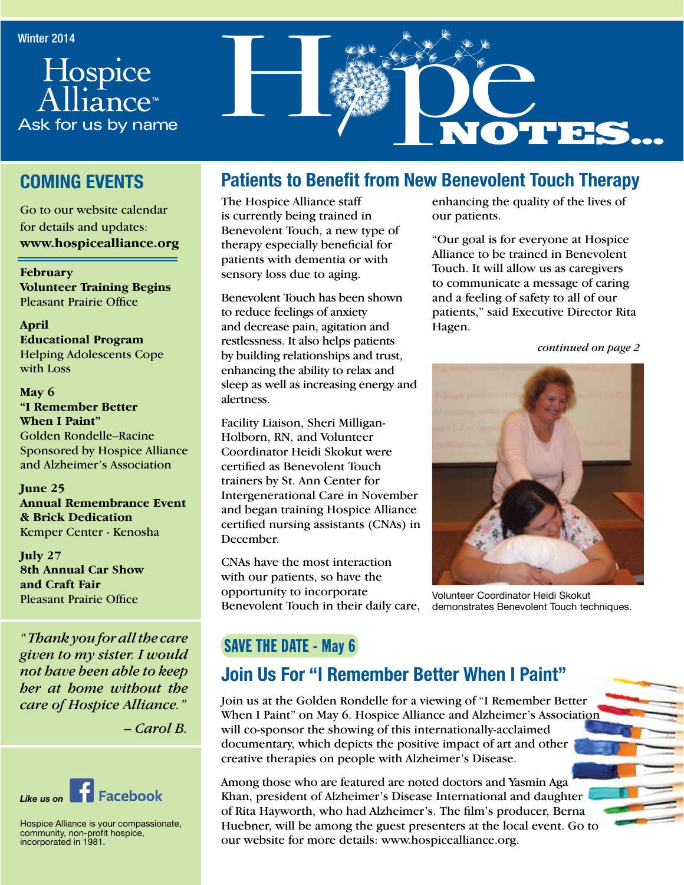Winter 2014

Hospice Alliance™
Ask for us by name

# Hope NOTES...

## COMING EVENTS

Go to our website calendar for details and updates: **www.hospicealliance.org**

**February**
**Volunteer Training Begins**
Pleasant Prairie Office

**April**
**Educational Program**
Helping Adolescents Cope with Loss

**May 6**
**"I Remember Better When I Paint"**
Golden Rondelle–Racine
Sponsored by Hospice Alliance and Alzheimer's Association

**June 25**
**Annual Remembrance Event & Brick Dedication**
Kemper Center - Kenosha

**July 27**
**8th Annual Car Show and Craft Fair**
Pleasant Prairie Office

*"Thank you for all the care given to my sister. I would not have been able to keep her at home without the care of Hospice Alliance."*

*– Carol B.*

*Like us on* Facebook

Hospice Alliance is your compassionate, community, non-profit hospice, incorporated in 1981.

## Patients to Benefit from New Benevolent Touch Therapy

The Hospice Alliance staff is currently being trained in Benevolent Touch, a new type of therapy especially beneficial for patients with dementia or with sensory loss due to aging.

Benevolent Touch has been shown to reduce feelings of anxiety and decrease pain, agitation and restlessness. It also helps patients by building relationships and trust, enhancing the ability to relax and sleep as well as increasing energy and alertness.

Facility Liaison, Sheri Milligan-Holborn, RN, and Volunteer Coordinator Heidi Skokut were certified as Benevolent Touch trainers by St. Ann Center for Intergenerational Care in November and began training Hospice Alliance certified nursing assistants (CNAs) in December.

CNAs have the most interaction with our patients, so have the opportunity to incorporate Benevolent Touch in their daily care, enhancing the quality of the lives of our patients.

"Our goal is for everyone at Hospice Alliance to be trained in Benevolent Touch. It will allow us as caregivers to communicate a message of caring and a feeling of safety to all of our patients," said Executive Director Rita Hagen.

*continued on page 2*

Volunteer Coordinator Heidi Skokut demonstrates Benevolent Touch techniques.

### SAVE THE DATE - May 6

## Join Us For "I Remember Better When I Paint"

Join us at the Golden Rondelle for a viewing of "I Remember Better When I Paint" on May 6. Hospice Alliance and Alzheimer's Association will co-sponsor the showing of this internationally-acclaimed documentary, which depicts the positive impact of art and other creative therapies on people with Alzheimer's Disease.

Among those who are featured are noted doctors and Yasmin Aga Khan, president of Alzheimer's Disease International and daughter of Rita Hayworth, who had Alzheimer's. The film's producer, Berna Huebner, will be among the guest presenters at the local event. Go to our website for more details: www.hospicealliance.org.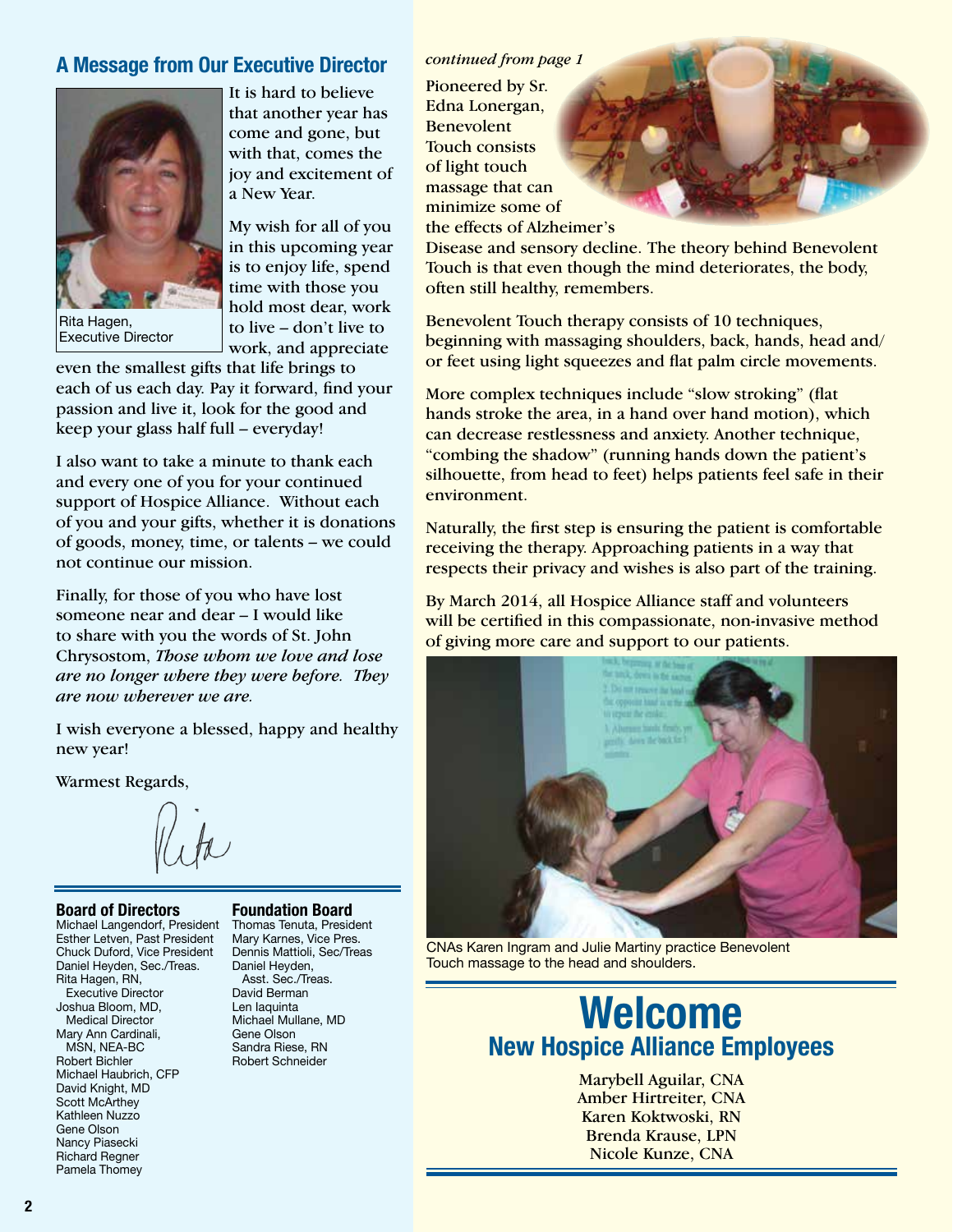## A Message from Our Executive Director

Rita Hagen,
Executive Director

It is hard to believe that another year has come and gone, but with that, comes the joy and excitement of a New Year.

My wish for all of you in this upcoming year is to enjoy life, spend time with those you hold most dear, work to live – don't live to work, and appreciate even the smallest gifts that life brings to each of us each day. Pay it forward, find your passion and live it, look for the good and keep your glass half full – everyday!

I also want to take a minute to thank each and every one of you for your continued support of Hospice Alliance. Without each of you and your gifts, whether it is donations of goods, money, time, or talents – we could not continue our mission.

Finally, for those of you who have lost someone near and dear – I would like to share with you the words of St. John Chrysostom, *Those whom we love and lose are no longer where they were before. They are now wherever we are.*

I wish everyone a blessed, happy and healthy new year!

Warmest Regards,

Rita

### Board of Directors

Michael Langendorf, President
Esther Letven, Past President
Chuck Duford, Vice President
Daniel Heyden, Sec./Treas.
Rita Hagen, RN, Executive Director
Joshua Bloom, MD, Medical Director
Mary Ann Cardinali, MSN, NEA-BC
Robert Bichler
Michael Haubrich, CFP
David Knight, MD
Scott McArthey
Kathleen Nuzzo
Gene Olson
Nancy Piasecki
Richard Regner
Pamela Thomey

### Foundation Board

Thomas Tenuta, President
Mary Karnes, Vice Pres.
Dennis Mattioli, Sec/Treas
Daniel Heyden, Asst. Sec./Treas.
David Berman
Len Iaquinta
Michael Mullane, MD
Gene Olson
Sandra Riese, RN
Robert Schneider

*continued from page 1*

Pioneered by Sr. Edna Lonergan, Benevolent Touch consists of light touch massage that can minimize some of the effects of Alzheimer's Disease and sensory decline. The theory behind Benevolent Touch is that even though the mind deteriorates, the body, often still healthy, remembers.

Benevolent Touch therapy consists of 10 techniques, beginning with massaging shoulders, back, hands, head and/or feet using light squeezes and flat palm circle movements.

More complex techniques include "slow stroking" (flat hands stroke the area, in a hand over hand motion), which can decrease restlessness and anxiety. Another technique, "combing the shadow" (running hands down the patient's silhouette, from head to feet) helps patients feel safe in their environment.

Naturally, the first step is ensuring the patient is comfortable receiving the therapy. Approaching patients in a way that respects their privacy and wishes is also part of the training.

By March 2014, all Hospice Alliance staff and volunteers will be certified in this compassionate, non-invasive method of giving more care and support to our patients.

CNAs Karen Ingram and Julie Martiny practice Benevolent Touch massage to the head and shoulders.

## Welcome
### New Hospice Alliance Employees

Marybell Aguilar, CNA
Amber Hirtreiter, CNA
Karen Koktwoski, RN
Brenda Krause, LPN
Nicole Kunze, CNA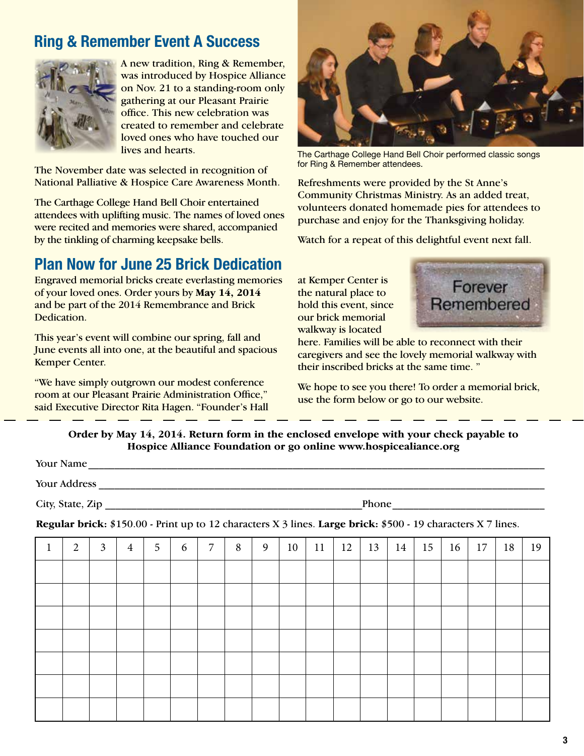## Ring & Remember Event A Success

A new tradition, Ring & Remember, was introduced by Hospice Alliance on Nov. 21 to a standing-room only gathering at our Pleasant Prairie office. This new celebration was created to remember and celebrate loved ones who have touched our lives and hearts.

The November date was selected in recognition of National Palliative & Hospice Care Awareness Month.

The Carthage College Hand Bell Choir entertained attendees with uplifting music. The names of loved ones were recited and memories were shared, accompanied by the tinkling of charming keepsake bells.

The Carthage College Hand Bell Choir performed classic songs for Ring & Remember attendees.

Refreshments were provided by the St Anne's Community Christmas Ministry. As an added treat, volunteers donated homemade pies for attendees to purchase and enjoy for the Thanksgiving holiday.

Watch for a repeat of this delightful event next fall.

## Plan Now for June 25 Brick Dedication

Engraved memorial bricks create everlasting memories of your loved ones. Order yours by **May 14, 2014** and be part of the 2014 Remembrance and Brick Dedication.

This year's event will combine our spring, fall and June events all into one, at the beautiful and spacious Kemper Center.

"We have simply outgrown our modest conference room at our Pleasant Prairie Administration Office," said Executive Director Rita Hagen. "Founder's Hall at Kemper Center is the natural place to hold this event, since our brick memorial walkway is located here. Families will be able to reconnect with their caregivers and see the lovely memorial walkway with their inscribed bricks at the same time. "

We hope to see you there! To order a memorial brick, use the form below or go to our website.

---

**Order by May 14, 2014. Return form in the enclosed envelope with your check payable to Hospice Alliance Foundation or go online www.hospicealiance.org**

Your Name ______________________________

Your Address ______________________________

City, State, Zip ______________________ Phone ______________

**Regular brick:** $150.00 - Print up to 12 characters X 3 lines. **Large brick:** $500 - 19 characters X 7 lines.

| 1 | 2 | 3 | 4 | 5 | 6 | 7 | 8 | 9 | 10 | 11 | 12 | 13 | 14 | 15 | 16 | 17 | 18 | 19 |
|---|---|---|---|---|---|---|---|---|---|---|---|---|---|---|---|---|---|---|
| | | | | | | | | | | | | | | | | | | |
| | | | | | | | | | | | | | | | | | | |
| | | | | | | | | | | | | | | | | | | |
| | | | | | | | | | | | | | | | | | | |
| | | | | | | | | | | | | | | | | | | |
| | | | | | | | | | | | | | | | | | | |
| | | | | | | | | | | | | | | | | | | |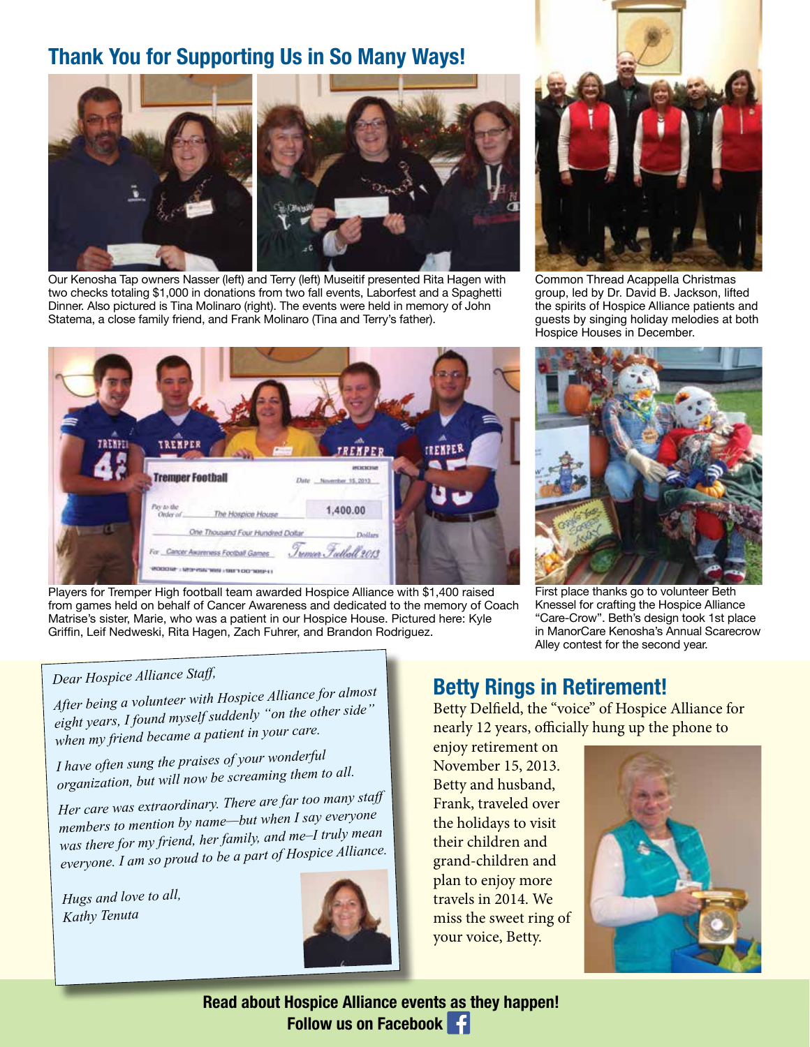## Thank You for Supporting Us in So Many Ways!

Our Kenosha Tap owners Nasser (left) and Terry (left) Museitif presented Rita Hagen with two checks totaling $1,000 in donations from two fall events, Laborfest and a Spaghetti Dinner. Also pictured is Tina Molinaro (right). The events were held in memory of John Statema, a close family friend, and Frank Molinaro (Tina and Terry's father).

Common Thread Acappella Christmas group, led by Dr. David B. Jackson, lifted the spirits of Hospice Alliance patients and guests by singing holiday melodies at both Hospice Houses in December.

Players for Tremper High football team awarded Hospice Alliance with $1,400 raised from games held on behalf of Cancer Awareness and dedicated to the memory of Coach Matrise's sister, Marie, who was a patient in our Hospice House. Pictured here: Kyle Griffin, Leif Nedweski, Rita Hagen, Zach Fuhrer, and Brandon Rodriguez.

First place thanks go to volunteer Beth Knessel for crafting the Hospice Alliance "Care-Crow". Beth's design took 1st place in ManorCare Kenosha's Annual Scarecrow Alley contest for the second year.

*Dear Hospice Alliance Staff,*

*After being a volunteer with Hospice Alliance for almost eight years, I found myself suddenly "on the other side" when my friend became a patient in your care.*

*I have often sung the praises of your wonderful organization, but will now be screaming them to all.*

*Her care was extraordinary. There are far too many staff members to mention by name—but when I say everyone was there for my friend, her family, and me–I truly mean everyone. I am so proud to be a part of Hospice Alliance.*

*Hugs and love to all,*
*Kathy Tenuta*

## Betty Rings in Retirement!

Betty Delfield, the "voice" of Hospice Alliance for nearly 12 years, officially hung up the phone to enjoy retirement on November 15, 2013. Betty and husband, Frank, traveled over the holidays to visit their children and grand-children and plan to enjoy more travels in 2014. We miss the sweet ring of your voice, Betty.

**Read about Hospice Alliance events as they happen!**
**Follow us on Facebook**